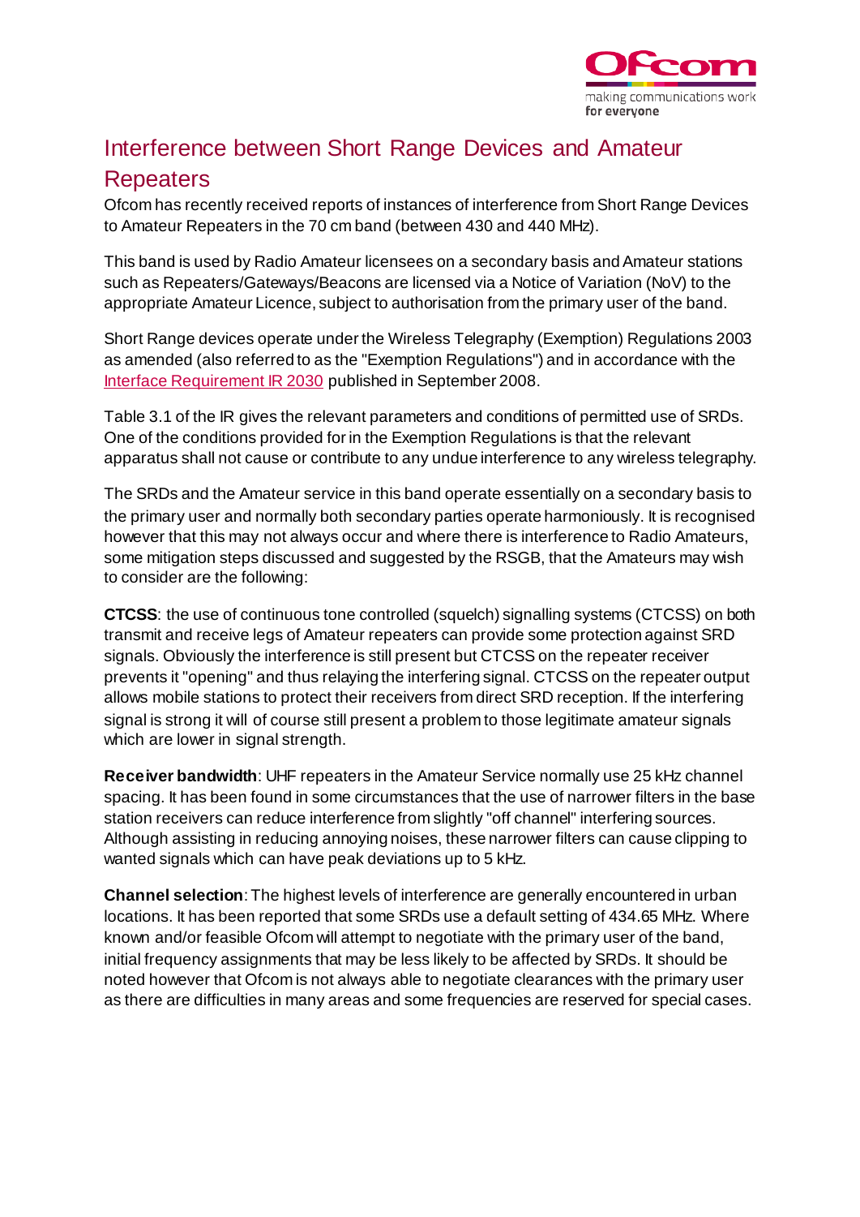# Interference between Short Range Devices and Amateur Repeaters

Ofcom has recently received reports of instances of interference from Short Range Devices to Amateur Repeaters in the 70 cm band (between 430 and 440 MHz).

This band is used by Radio Amateur licensees on a secondary basis and Amateur stations such as Repeaters/Gateways/Beacons are licensed via a Notice of Variation (NoV) to the appropriate Amateur Licence, subject to authorisation from the primary user of the band.

Short Range devices operate under the Wireless Telegraphy (Exemption) Regulations 2003 as amended (also referred to as the "Exemption Regulations") and in accordance with the Interface Requirement IR 2030 published in September 2008.

Table 3.1 of the IR gives the relevant parameters and conditions of permitted use of SRDs. One of the conditions provided for in the Exemption Regulations is that the relevant apparatus shall not cause or contribute to any undue interference to any wireless telegraphy.

The SRDs and the Amateur service in this band operate essentially on a secondary basis to the primary user and normally both secondary parties operate harmoniously. It is recognised however that this may not always occur and where there is interference to Radio Amateurs, some mitigation steps discussed and suggested by the RSGB, that the Amateurs may wish to consider are the following:

**CTCSS**: the use of continuous tone controlled (squelch) signalling systems (CTCSS) on both transmit and receive legs of Amateur repeaters can provide some protection against SRD signals. Obviously the interference is still present but CTCSS on the repeater receiver prevents it "opening" and thus relaying the interfering signal. CTCSS on the repeater output allows mobile stations to protect their receivers from direct SRD reception. If the interfering signal is strong it will of course still present a problem to those legitimate amateur signals which are lower in signal strength.

**Receiver bandwidth**: UHF repeaters in the Amateur Service normally use 25 kHz channel spacing. It has been found in some circumstances that the use of narrower filters in the base station receivers can reduce interference from slightly "off channel" interfering sources. Although assisting in reducing annoying noises, these narrower filters can cause clipping to wanted signals which can have peak deviations up to 5 kHz.

**Channel selection**: The highest levels of interference are generally encountered in urban locations. It has been reported that some SRDs use a default setting of 434.65 MHz. Where known and/or feasible Ofcom will attempt to negotiate with the primary user of the band, initial frequency assignments that may be less likely to be affected by SRDs. It should be noted however that Ofcom is not always able to negotiate clearances with the primary user as there are difficulties in many areas and some frequencies are reserved for special cases.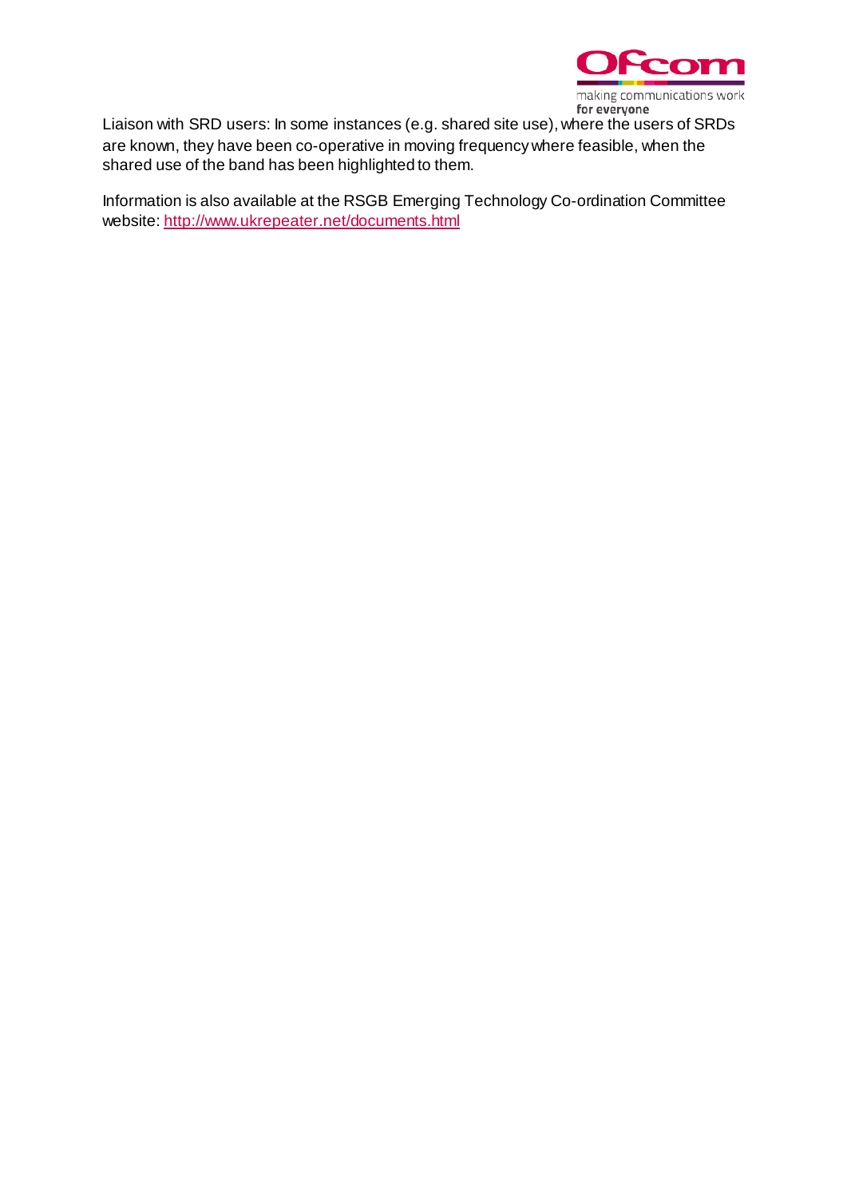Liaison with SRD users: In some instances (e.g. shared site use), where the users of SRDs are known, they have been co-operative in moving frequency where feasible, when the shared use of the band has been highlighted to them.

Information is also available at the RSGB Emerging Technology Co-ordination Committee website: [http://www.ukrepeater.net/documents.html](http://www.ukrepeater.net/documents.html)